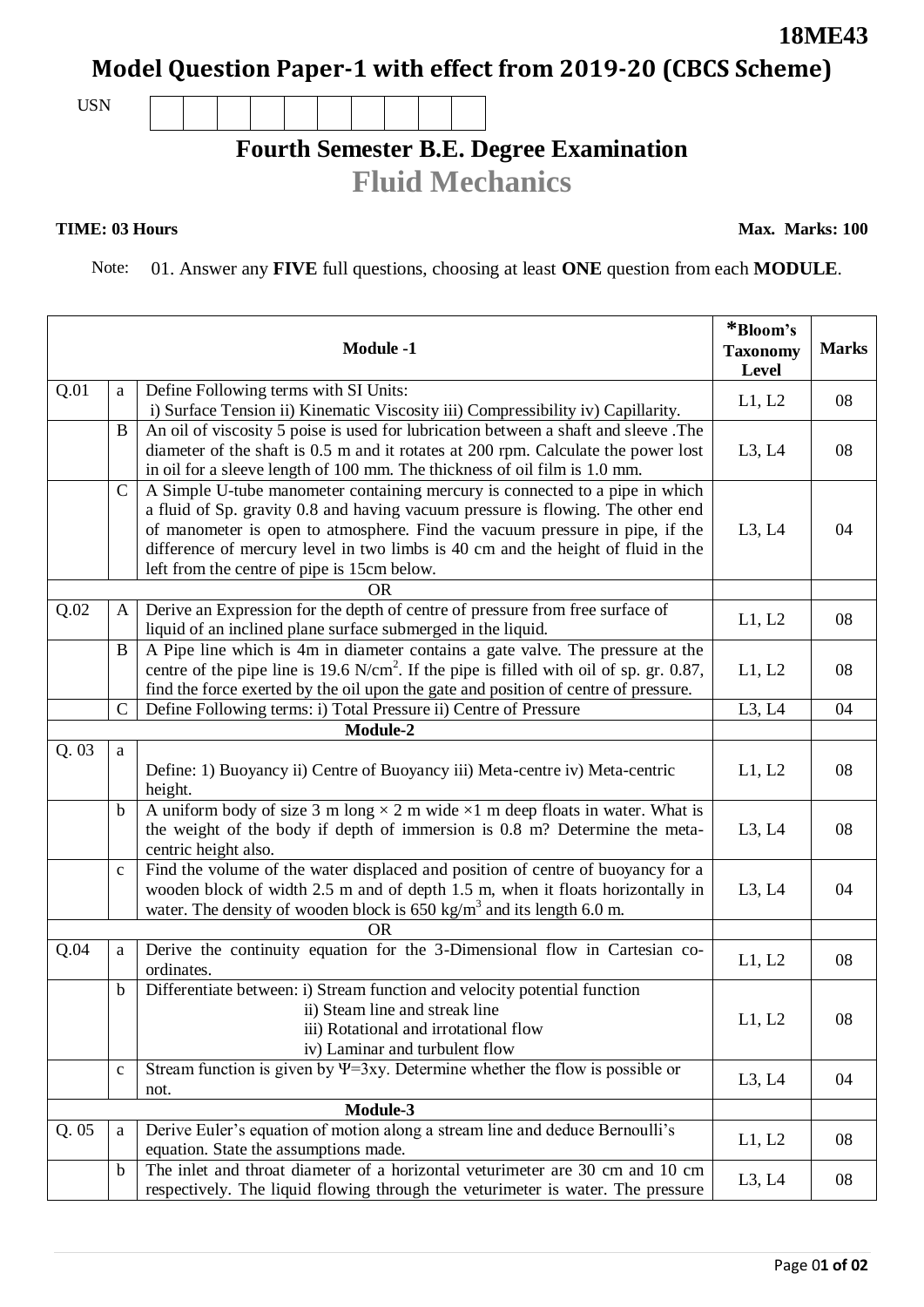**18ME43**

# Model Question Paper-1 with effect from 2019-20 (CBCS Scheme)

USN | | | | | | | | | | |

## Fourth Semester B.E. Degree Examination

## Fluid Mechanics

**TIME: 03 Hours** **Max. Marks: 100**

Note: 01. Answer any **FIVE** full questions, choosing at least **ONE** question from each **MODULE**.

| | | **Module -1** | ***Bloom's Taxonomy Level** | **Marks** |
|---|---|---|---|---|
| Q.01 | a | Define Following terms with SI Units: i) Surface Tension ii) Kinematic Viscosity iii) Compressibility iv) Capillarity. | L1, L2 | 08 |
| | B | An oil of viscosity 5 poise is used for lubrication between a shaft and sleeve .The diameter of the shaft is 0.5 m and it rotates at 200 rpm. Calculate the power lost in oil for a sleeve length of 100 mm. The thickness of oil film is 1.0 mm. | L3, L4 | 08 |
| | C | A Simple U-tube manometer containing mercury is connected to a pipe in which a fluid of Sp. gravity 0.8 and having vacuum pressure is flowing. The other end of manometer is open to atmosphere. Find the vacuum pressure in pipe, if the difference of mercury level in two limbs is 40 cm and the height of fluid in the left from the centre of pipe is 15cm below. | L3, L4 | 04 |
| | | OR | | |
| Q.02 | A | Derive an Expression for the depth of centre of pressure from free surface of liquid of an inclined plane surface submerged in the liquid. | L1, L2 | 08 |
| | B | A Pipe line which is 4m in diameter contains a gate valve. The pressure at the centre of the pipe line is 19.6 $N/cm^2$. If the pipe is filled with oil of sp. gr. 0.87, find the force exerted by the oil upon the gate and position of centre of pressure. | L1, L2 | 08 |
| | C | Define Following terms: i) Total Pressure ii) Centre of Pressure | L3, L4 | 04 |
| | | **Module-2** | | |
| Q. 03 | a | Define: 1) Buoyancy ii) Centre of Buoyancy iii) Meta-centre iv) Meta-centric height. | L1, L2 | 08 |
| | b | A uniform body of size 3 m long × 2 m wide ×1 m deep floats in water. What is the weight of the body if depth of immersion is 0.8 m? Determine the meta-centric height also. | L3, L4 | 08 |
| | c | Find the volume of the water displaced and position of centre of buoyancy for a wooden block of width 2.5 m and of depth 1.5 m, when it floats horizontally in water. The density of wooden block is 650 $kg/m^3$ and its length 6.0 m. | L3, L4 | 04 |
| | | OR | | |
| Q.04 | a | Derive the continuity equation for the 3-Dimensional flow in Cartesian co-ordinates. | L1, L2 | 08 |
| | b | Differentiate between: i) Stream function and velocity potential function ii) Steam line and streak line iii) Rotational and irrotational flow iv) Laminar and turbulent flow | L1, L2 | 08 |
| | c | Stream function is given by $\Psi$=3xy. Determine whether the flow is possible or not. | L3, L4 | 04 |
| | | **Module-3** | | |
| Q. 05 | a | Derive Euler's equation of motion along a stream line and deduce Bernoulli's equation. State the assumptions made. | L1, L2 | 08 |
| | b | The inlet and throat diameter of a horizontal veturimeter are 30 cm and 10 cm respectively. The liquid flowing through the veturimeter is water. The pressure | L3, L4 | 08 |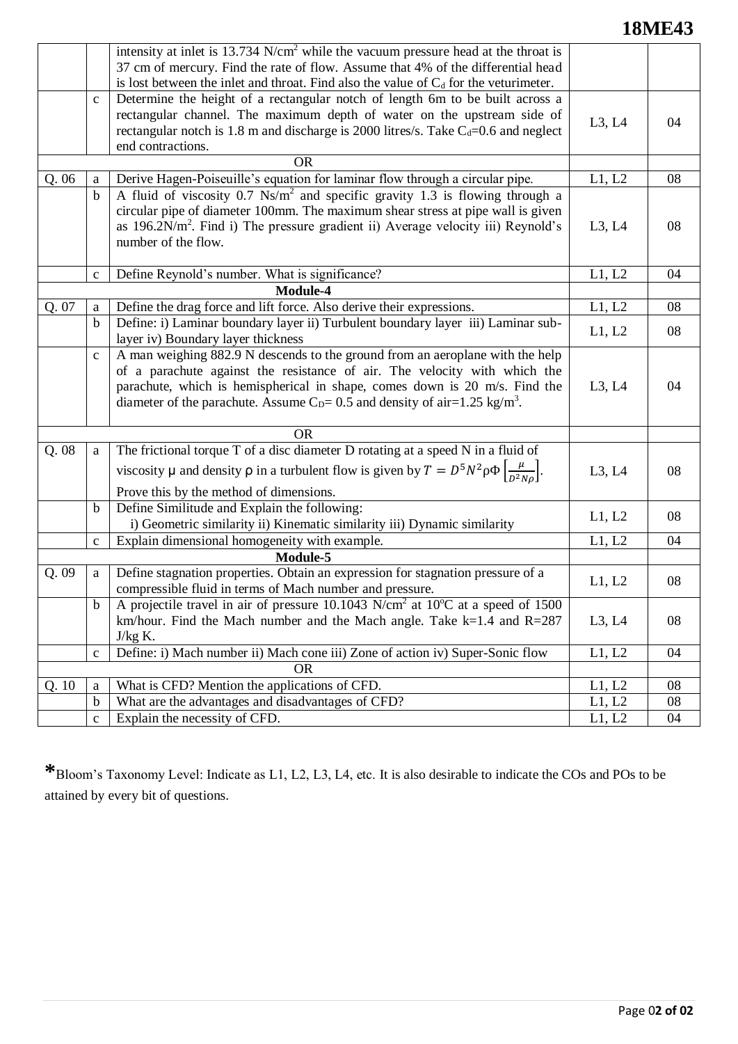| | | | | |
|---|---|---|---|---|
| | | intensity at inlet is 13.734 $N/cm^2$ while the vacuum pressure head at the throat is 37 cm of mercury. Find the rate of flow. Assume that 4% of the differential head is lost between the inlet and throat. Find also the value of $C_d$ for the veturimeter. | | |
| | c | Determine the height of a rectangular notch of length 6m to be built across a rectangular channel. The maximum depth of water on the upstream side of rectangular notch is 1.8 m and discharge is 2000 litres/s. Take $C_d$=0.6 and neglect end contractions. | L3, L4 | 04 |
| | | OR | | |
| Q. 06 | a | Derive Hagen-Poiseuille's equation for laminar flow through a circular pipe. | L1, L2 | 08 |
| | b | A fluid of viscosity 0.7 $Ns/m^2$ and specific gravity 1.3 is flowing through a circular pipe of diameter 100mm. The maximum shear stress at pipe wall is given as 196.2$N/m^2$. Find i) The pressure gradient ii) Average velocity iii) Reynold's number of the flow. | L3, L4 | 08 |
| | c | Define Reynold's number. What is significance? | L1, L2 | 04 |
| | | **Module-4** | | |
| Q. 07 | a | Define the drag force and lift force. Also derive their expressions. | L1, L2 | 08 |
| | b | Define: i) Laminar boundary layer ii) Turbulent boundary layer iii) Laminar sub-layer iv) Boundary layer thickness | L1, L2 | 08 |
| | c | A man weighing 882.9 N descends to the ground from an aeroplane with the help of a parachute against the resistance of air. The velocity with which the parachute, which is hemispherical in shape, comes down is 20 m/s. Find the diameter of the parachute. Assume $C_D$= 0.5 and density of air=1.25 $kg/m^3$. | L3, L4 | 04 |
| | | OR | | |
| Q. 08 | a | The frictional torque T of a disc diameter D rotating at a speed N in a fluid of viscosity μ and density ρ in a turbulent flow is given by $T = D^5N^2\rho\Phi\left[\frac{\mu}{D^2N\rho}\right]$. Prove this by the method of dimensions. | L3, L4 | 08 |
| | b | Define Similitude and Explain the following: i) Geometric similarity ii) Kinematic similarity iii) Dynamic similarity | L1, L2 | 08 |
| | c | Explain dimensional homogeneity with example. | L1, L2 | 04 |
| | | **Module-5** | | |
| Q. 09 | a | Define stagnation properties. Obtain an expression for stagnation pressure of a compressible fluid in terms of Mach number and pressure. | L1, L2 | 08 |
| | b | A projectile travel in air of pressure 10.1043 $N/cm^2$ at 10°C at a speed of 1500 km/hour. Find the Mach number and the Mach angle. Take k=1.4 and R=287 J/kg K. | L3, L4 | 08 |
| | c | Define: i) Mach number ii) Mach cone iii) Zone of action iv) Super-Sonic flow | L1, L2 | 04 |
| | | OR | | |
| Q. 10 | a | What is CFD? Mention the applications of CFD. | L1, L2 | 08 |
| | b | What are the advantages and disadvantages of CFD? | L1, L2 | 08 |
| | c | Explain the necessity of CFD. | L1, L2 | 04 |

**\***Bloom's Taxonomy Level: Indicate as L1, L2, L3, L4, etc. It is also desirable to indicate the COs and POs to be attained by every bit of questions.